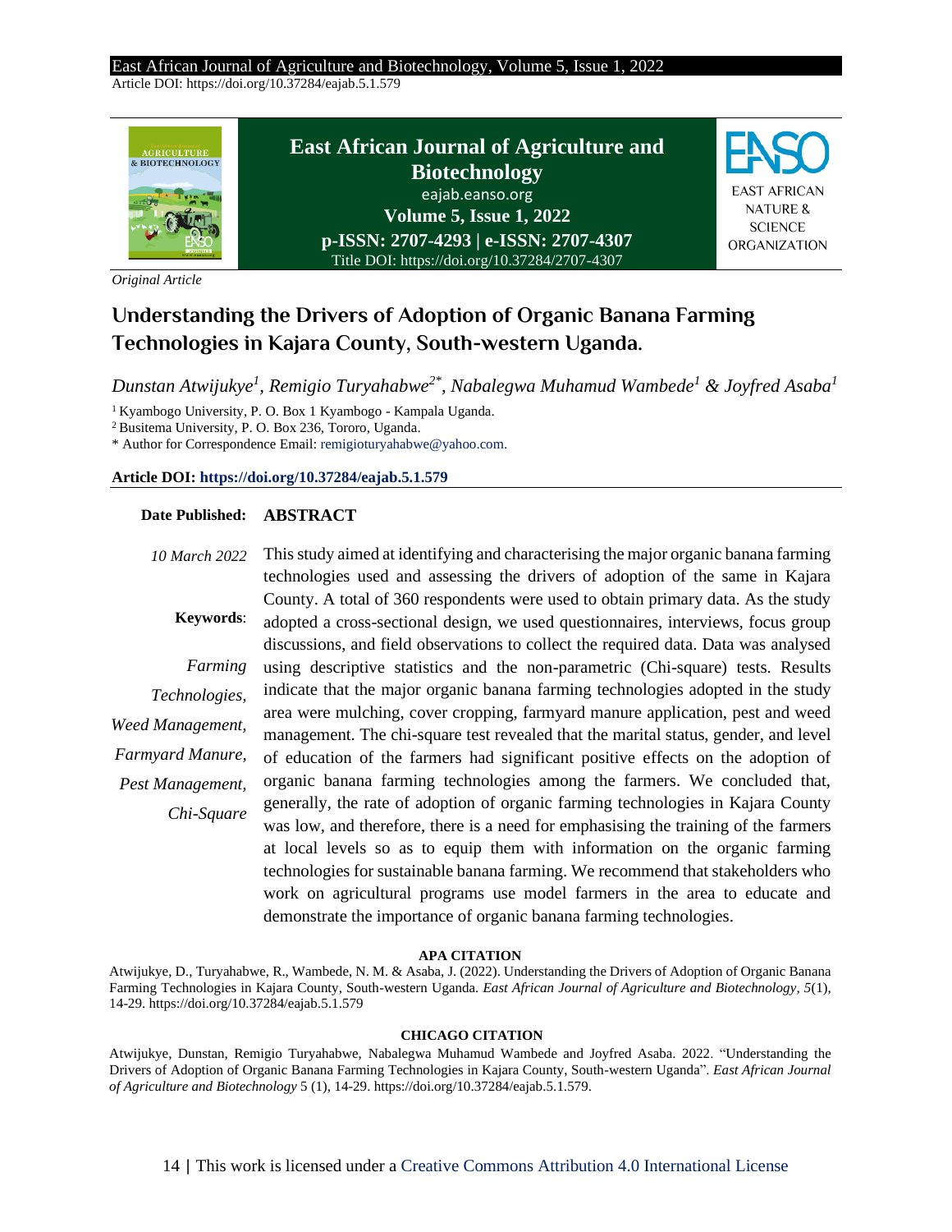Article DOI: https://doi.org/10.37284/eajab.5.1.579

**East African Journal of Agriculture and Biotechnology**
eajab.eanso.org
**Volume 5, Issue 1, 2022**
**p-ISSN: 2707-4293 | e-ISSN: 2707-4307**
Title DOI: https://doi.org/10.37284/2707-4307

EAST AFRICAN NATURE & SCIENCE ORGANIZATION

*Original Article*

# Understanding the Drivers of Adoption of Organic Banana Farming Technologies in Kajara County, South-western Uganda.

*Dunstan Atwijukye[1], Remigio Turyahabwe[2*], Nabalegwa Muhamud Wambede[1] & Joyfred Asaba[1]*

[1] Kyambogo University, P. O. Box 1 Kyambogo - Kampala Uganda.
[2] Busitema University, P. O. Box 236, Tororo, Uganda.
\* Author for Correspondence Email: remigioturyahabwe@yahoo.com.

**Article DOI: https://doi.org/10.37284/eajab.5.1.579**

**Date Published:** *10 March 2022*

**Keywords**: *Farming Technologies, Weed Management, Farmyard Manure, Pest Management, Chi-Square*

## ABSTRACT

This study aimed at identifying and characterising the major organic banana farming technologies used and assessing the drivers of adoption of the same in Kajara County. A total of 360 respondents were used to obtain primary data. As the study adopted a cross-sectional design, we used questionnaires, interviews, focus group discussions, and field observations to collect the required data. Data was analysed using descriptive statistics and the non-parametric (Chi-square) tests. Results indicate that the major organic banana farming technologies adopted in the study area were mulching, cover cropping, farmyard manure application, pest and weed management. The chi-square test revealed that the marital status, gender, and level of education of the farmers had significant positive effects on the adoption of organic banana farming technologies among the farmers. We concluded that, generally, the rate of adoption of organic farming technologies in Kajara County was low, and therefore, there is a need for emphasising the training of the farmers at local levels so as to equip them with information on the organic farming technologies for sustainable banana farming. We recommend that stakeholders who work on agricultural programs use model farmers in the area to educate and demonstrate the importance of organic banana farming technologies.

**APA CITATION**

Atwijukye, D., Turyahabwe, R., Wambede, N. M. & Asaba, J. (2022). Understanding the Drivers of Adoption of Organic Banana Farming Technologies in Kajara County, South-western Uganda. *East African Journal of Agriculture and Biotechnology*, *5*(1), 14-29. https://doi.org/10.37284/eajab.5.1.579

**CHICAGO CITATION**

Atwijukye, Dunstan, Remigio Turyahabwe, Nabalegwa Muhamud Wambede and Joyfred Asaba. 2022. "Understanding the Drivers of Adoption of Organic Banana Farming Technologies in Kajara County, South-western Uganda". *East African Journal of Agriculture and Biotechnology* 5 (1), 14-29. https://doi.org/10.37284/eajab.5.1.579.

This work is licensed under a Creative Commons Attribution 4.0 International License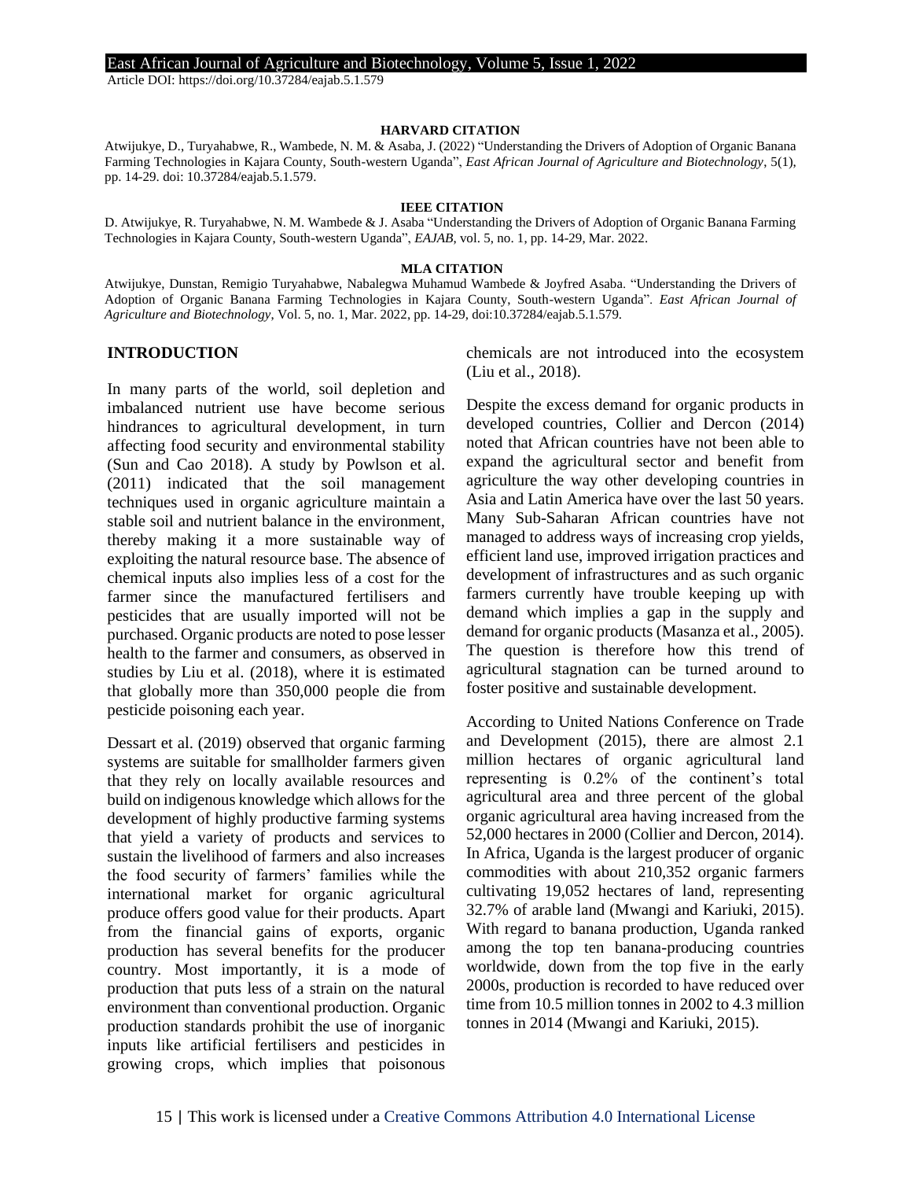**HARVARD CITATION**

Atwijukye, D., Turyahabwe, R., Wambede, N. M. & Asaba, J. (2022) "Understanding the Drivers of Adoption of Organic Banana Farming Technologies in Kajara County, South-western Uganda", *East African Journal of Agriculture and Biotechnology*, 5(1), pp. 14-29. doi: 10.37284/eajab.5.1.579.

**IEEE CITATION**

D. Atwijukye, R. Turyahabwe, N. M. Wambede & J. Asaba "Understanding the Drivers of Adoption of Organic Banana Farming Technologies in Kajara County, South-western Uganda", *EAJAB*, vol. 5, no. 1, pp. 14-29, Mar. 2022.

**MLA CITATION**

Atwijukye, Dunstan, Remigio Turyahabwe, Nabalegwa Muhamud Wambede & Joyfred Asaba. "Understanding the Drivers of Adoption of Organic Banana Farming Technologies in Kajara County, South-western Uganda". *East African Journal of Agriculture and Biotechnology*, Vol. 5, no. 1, Mar. 2022, pp. 14-29, doi:10.37284/eajab.5.1.579.

## INTRODUCTION

In many parts of the world, soil depletion and imbalanced nutrient use have become serious hindrances to agricultural development, in turn affecting food security and environmental stability (Sun and Cao 2018). A study by Powlson et al. (2011) indicated that the soil management techniques used in organic agriculture maintain a stable soil and nutrient balance in the environment, thereby making it a more sustainable way of exploiting the natural resource base. The absence of chemical inputs also implies less of a cost for the farmer since the manufactured fertilisers and pesticides that are usually imported will not be purchased. Organic products are noted to pose lesser health to the farmer and consumers, as observed in studies by Liu et al. (2018), where it is estimated that globally more than 350,000 people die from pesticide poisoning each year.

Dessart et al. (2019) observed that organic farming systems are suitable for smallholder farmers given that they rely on locally available resources and build on indigenous knowledge which allows for the development of highly productive farming systems that yield a variety of products and services to sustain the livelihood of farmers and also increases the food security of farmers' families while the international market for organic agricultural produce offers good value for their products. Apart from the financial gains of exports, organic production has several benefits for the producer country. Most importantly, it is a mode of production that puts less of a strain on the natural environment than conventional production. Organic production standards prohibit the use of inorganic inputs like artificial fertilisers and pesticides in growing crops, which implies that poisonous chemicals are not introduced into the ecosystem (Liu et al., 2018).

Despite the excess demand for organic products in developed countries, Collier and Dercon (2014) noted that African countries have not been able to expand the agricultural sector and benefit from agriculture the way other developing countries in Asia and Latin America have over the last 50 years. Many Sub-Saharan African countries have not managed to address ways of increasing crop yields, efficient land use, improved irrigation practices and development of infrastructures and as such organic farmers currently have trouble keeping up with demand which implies a gap in the supply and demand for organic products (Masanza et al., 2005). The question is therefore how this trend of agricultural stagnation can be turned around to foster positive and sustainable development.

According to United Nations Conference on Trade and Development (2015), there are almost 2.1 million hectares of organic agricultural land representing is 0.2% of the continent's total agricultural area and three percent of the global organic agricultural area having increased from the 52,000 hectares in 2000 (Collier and Dercon, 2014). In Africa, Uganda is the largest producer of organic commodities with about 210,352 organic farmers cultivating 19,052 hectares of land, representing 32.7% of arable land (Mwangi and Kariuki, 2015). With regard to banana production, Uganda ranked among the top ten banana-producing countries worldwide, down from the top five in the early 2000s, production is recorded to have reduced over time from 10.5 million tonnes in 2002 to 4.3 million tonnes in 2014 (Mwangi and Kariuki, 2015).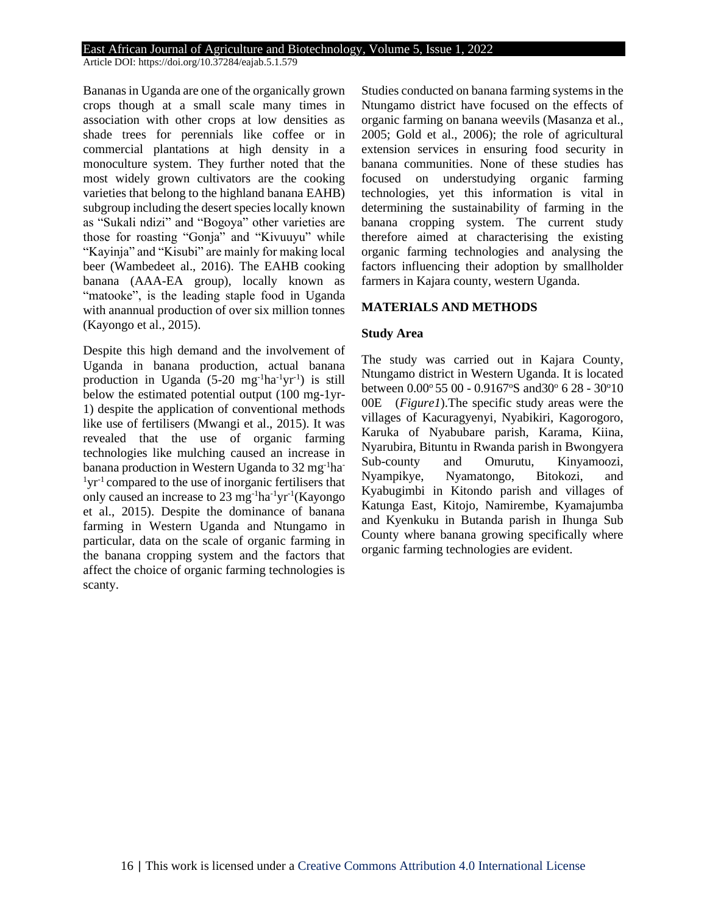Bananas in Uganda are one of the organically grown crops though at a small scale many times in association with other crops at low densities as shade trees for perennials like coffee or in commercial plantations at high density in a monoculture system. They further noted that the most widely grown cultivators are the cooking varieties that belong to the highland banana EAHB) subgroup including the desert species locally known as "Sukali ndizi" and "Bogoya" other varieties are those for roasting "Gonja" and "Kivuuyu" while "Kayinja" and "Kisubi" are mainly for making local beer (Wambedeet al., 2016). The EAHB cooking banana (AAA-EA group), locally known as "matooke", is the leading staple food in Uganda with anannual production of over six million tonnes (Kayongo et al., 2015).

Despite this high demand and the involvement of Uganda in banana production, actual banana production in Uganda (5-20 $mg^{-1}ha^{-1}yr^{-1}$) is still below the estimated potential output (100 mg-1yr-1) despite the application of conventional methods like use of fertilisers (Mwangi et al., 2015). It was revealed that the use of organic farming technologies like mulching caused an increase in banana production in Western Uganda to 32 $mg^{-1}ha^{-1}yr^{-1}$ compared to the use of inorganic fertilisers that only caused an increase to 23 $mg^{-1}ha^{-1}yr^{-1}$(Kayongo et al., 2015). Despite the dominance of banana farming in Western Uganda and Ntungamo in particular, data on the scale of organic farming in the banana cropping system and the factors that affect the choice of organic farming technologies is scanty.

Studies conducted on banana farming systems in the Ntungamo district have focused on the effects of organic farming on banana weevils (Masanza et al., 2005; Gold et al., 2006); the role of agricultural extension services in ensuring food security in banana communities. None of these studies has focused on understudying organic farming technologies, yet this information is vital in determining the sustainability of farming in the banana cropping system. The current study therefore aimed at characterising the existing organic farming technologies and analysing the factors influencing their adoption by smallholder farmers in Kajara county, western Uganda.

## MATERIALS AND METHODS

### Study Area

The study was carried out in Kajara County, Ntungamo district in Western Uganda. It is located between 0.00° 55 00 - 0.9167°S and30° 6 28 - 30°10 00E (*Figure1*).The specific study areas were the villages of Kacuragyenyi, Nyabikiri, Kagorogoro, Karuka of Nyabubare parish, Karama, Kiina, Nyarubira, Bituntu in Rwanda parish in Bwongyera Sub-county and Omurutu, Kinyamoozi, Nyampikye, Nyamatongo, Bitokozi, and Kyabugimbi in Kitondo parish and villages of Katunga East, Kitojo, Namirembe, Kyamajumba and Kyenkuku in Butanda parish in Ihunga Sub County where banana growing specifically where organic farming technologies are evident.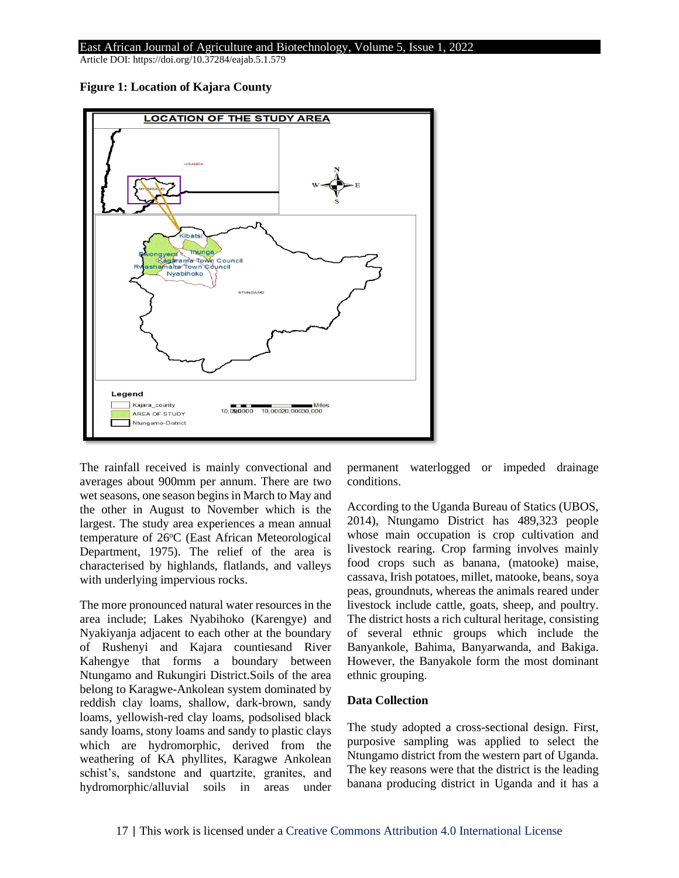**Figure 1: Location of Kajara County**

The rainfall received is mainly convectional and averages about 900mm per annum. There are two wet seasons, one season begins in March to May and the other in August to November which is the largest. The study area experiences a mean annual temperature of 26ºC (East African Meteorological Department, 1975). The relief of the area is characterised by highlands, flatlands, and valleys with underlying impervious rocks.

The more pronounced natural water resources in the area include; Lakes Nyabihoko (Karengye) and Nyakiyanja adjacent to each other at the boundary of Rushenyi and Kajara countiesand River Kahengye that forms a boundary between Ntungamo and Rukungiri District.Soils of the area belong to Karagwe-Ankolean system dominated by reddish clay loams, shallow, dark-brown, sandy loams, yellowish-red clay loams, podsolised black sandy loams, stony loams and sandy to plastic clays which are hydromorphic, derived from the weathering of KA phyllites, Karagwe Ankolean schist's, sandstone and quartzite, granites, and hydromorphic/alluvial soils in areas under permanent waterlogged or impeded drainage conditions.

According to the Uganda Bureau of Statics (UBOS, 2014), Ntungamo District has 489,323 people whose main occupation is crop cultivation and livestock rearing. Crop farming involves mainly food crops such as banana, (matooke) maise, cassava, Irish potatoes, millet, matooke, beans, soya peas, groundnuts, whereas the animals reared under livestock include cattle, goats, sheep, and poultry. The district hosts a rich cultural heritage, consisting of several ethnic groups which include the Banyankole, Bahima, Banyarwanda, and Bakiga. However, the Banyakole form the most dominant ethnic grouping.

### Data Collection

The study adopted a cross-sectional design. First, purposive sampling was applied to select the Ntungamo district from the western part of Uganda. The key reasons were that the district is the leading banana producing district in Uganda and it has a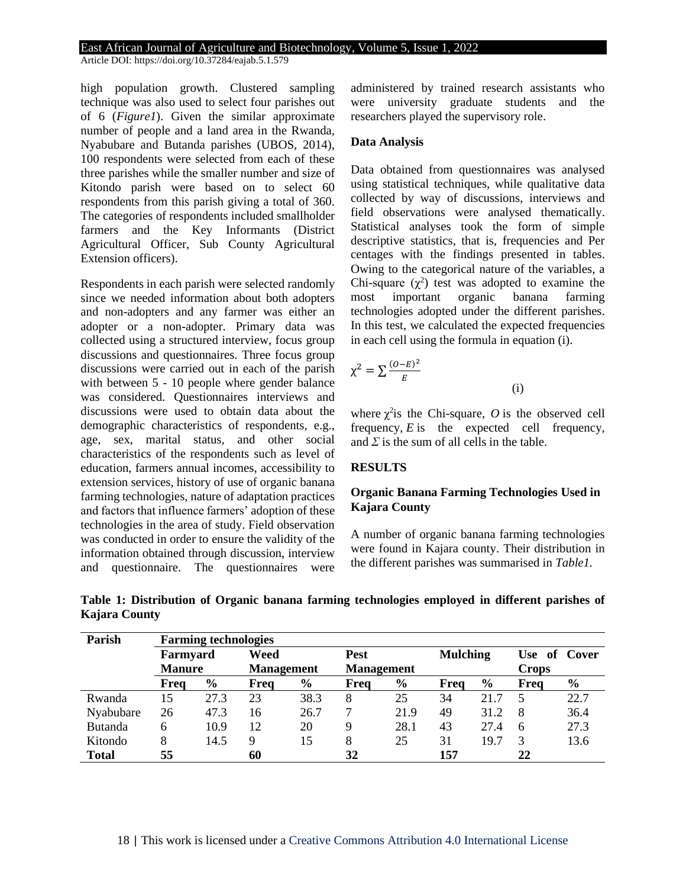high population growth. Clustered sampling technique was also used to select four parishes out of 6 (*Figure1*). Given the similar approximate number of people and a land area in the Rwanda, Nyabubare and Butanda parishes (UBOS, 2014), 100 respondents were selected from each of these three parishes while the smaller number and size of Kitondo parish were based on to select 60 respondents from this parish giving a total of 360. The categories of respondents included smallholder farmers and the Key Informants (District Agricultural Officer, Sub County Agricultural Extension officers).

Respondents in each parish were selected randomly since we needed information about both adopters and non-adopters and any farmer was either an adopter or a non-adopter. Primary data was collected using a structured interview, focus group discussions and questionnaires. Three focus group discussions were carried out in each of the parish with between 5 - 10 people where gender balance was considered. Questionnaires interviews and discussions were used to obtain data about the demographic characteristics of respondents, e.g., age, sex, marital status, and other social characteristics of the respondents such as level of education, farmers annual incomes, accessibility to extension services, history of use of organic banana farming technologies, nature of adaptation practices and factors that influence farmers' adoption of these technologies in the area of study. Field observation was conducted in order to ensure the validity of the information obtained through discussion, interview and questionnaire. The questionnaires were administered by trained research assistants who were university graduate students and the researchers played the supervisory role.

### Data Analysis

Data obtained from questionnaires was analysed using statistical techniques, while qualitative data collected by way of discussions, interviews and field observations were analysed thematically. Statistical analyses took the form of simple descriptive statistics, that is, frequencies and Per centages with the findings presented in tables. Owing to the categorical nature of the variables, a Chi-square ($\chi^2$) test was adopted to examine the most important organic banana farming technologies adopted under the different parishes. In this test, we calculated the expected frequencies in each cell using the formula in equation (i).

$$\chi^2 = \sum \frac{(O-E)^2}{E} \qquad \text{(i)}$$

where $\chi^2$is the Chi-square, $O$ is the observed cell frequency, $E$ is the expected cell frequency, and $\Sigma$ is the sum of all cells in the table.

## RESULTS

### Organic Banana Farming Technologies Used in Kajara County

A number of organic banana farming technologies were found in Kajara county. Their distribution in the different parishes was summarised in *Table1*.

**Table 1: Distribution of Organic banana farming technologies employed in different parishes of Kajara County**

| Parish | Farming technologies | | | | | | | | | |
|---|---|---|---|---|---|---|---|---|---|---|
| | Farmyard Manure | | Weed Management | | Pest Management | | Mulching | | Use of Cover Crops | |
| | Freq | % | Freq | % | Freq | % | Freq | % | Freq | % |
| Rwanda | 15 | 27.3 | 23 | 38.3 | 8 | 25 | 34 | 21.7 | 5 | 22.7 |
| Nyabubare | 26 | 47.3 | 16 | 26.7 | 7 | 21.9 | 49 | 31.2 | 8 | 36.4 |
| Butanda | 6 | 10.9 | 12 | 20 | 9 | 28.1 | 43 | 27.4 | 6 | 27.3 |
| Kitondo | 8 | 14.5 | 9 | 15 | 8 | 25 | 31 | 19.7 | 3 | 13.6 |
| **Total** | **55** | | **60** | | **32** | | **157** | | **22** | |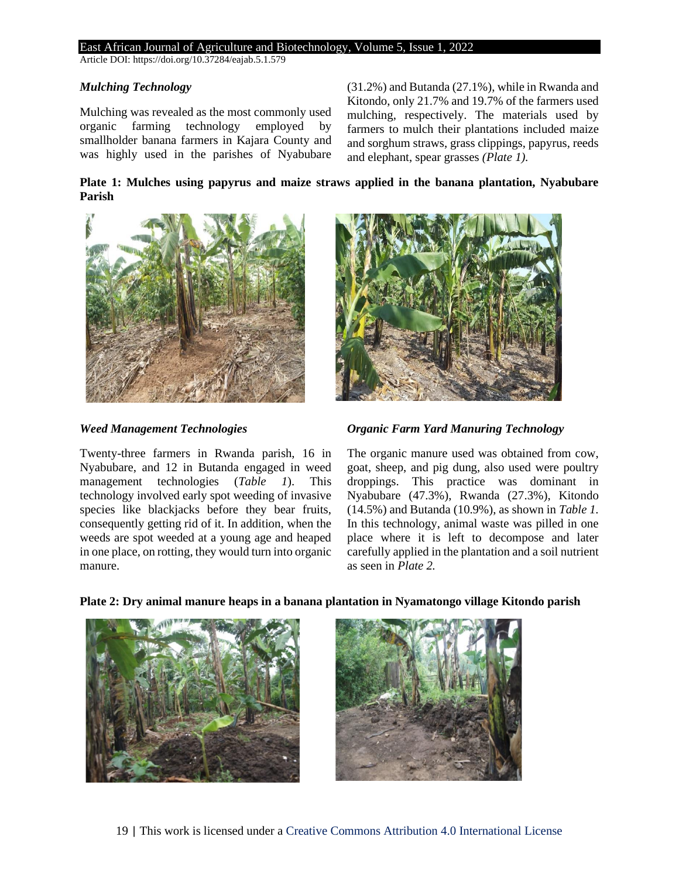### *Mulching Technology*

Mulching was revealed as the most commonly used organic farming technology employed by smallholder banana farmers in Kajara County and was highly used in the parishes of Nyabubare (31.2%) and Butanda (27.1%), while in Rwanda and Kitondo, only 21.7% and 19.7% of the farmers used mulching, respectively. The materials used by farmers to mulch their plantations included maize and sorghum straws, grass clippings, papyrus, reeds and elephant, spear grasses *(Plate 1).*

**Plate 1: Mulches using papyrus and maize straws applied in the banana plantation, Nyabubare Parish**

### *Weed Management Technologies*

Twenty-three farmers in Rwanda parish, 16 in Nyabubare, and 12 in Butanda engaged in weed management technologies (*Table 1*). This technology involved early spot weeding of invasive species like blackjacks before they bear fruits, consequently getting rid of it. In addition, when the weeds are spot weeded at a young age and heaped in one place, on rotting, they would turn into organic manure.

### *Organic Farm Yard Manuring Technology*

The organic manure used was obtained from cow, goat, sheep, and pig dung, also used were poultry droppings. This practice was dominant in Nyabubare (47.3%), Rwanda (27.3%), Kitondo (14.5%) and Butanda (10.9%), as shown in *Table 1.* In this technology, animal waste was pilled in one place where it is left to decompose and later carefully applied in the plantation and a soil nutrient as seen in *Plate 2.*

**Plate 2: Dry animal manure heaps in a banana plantation in Nyamatongo village Kitondo parish**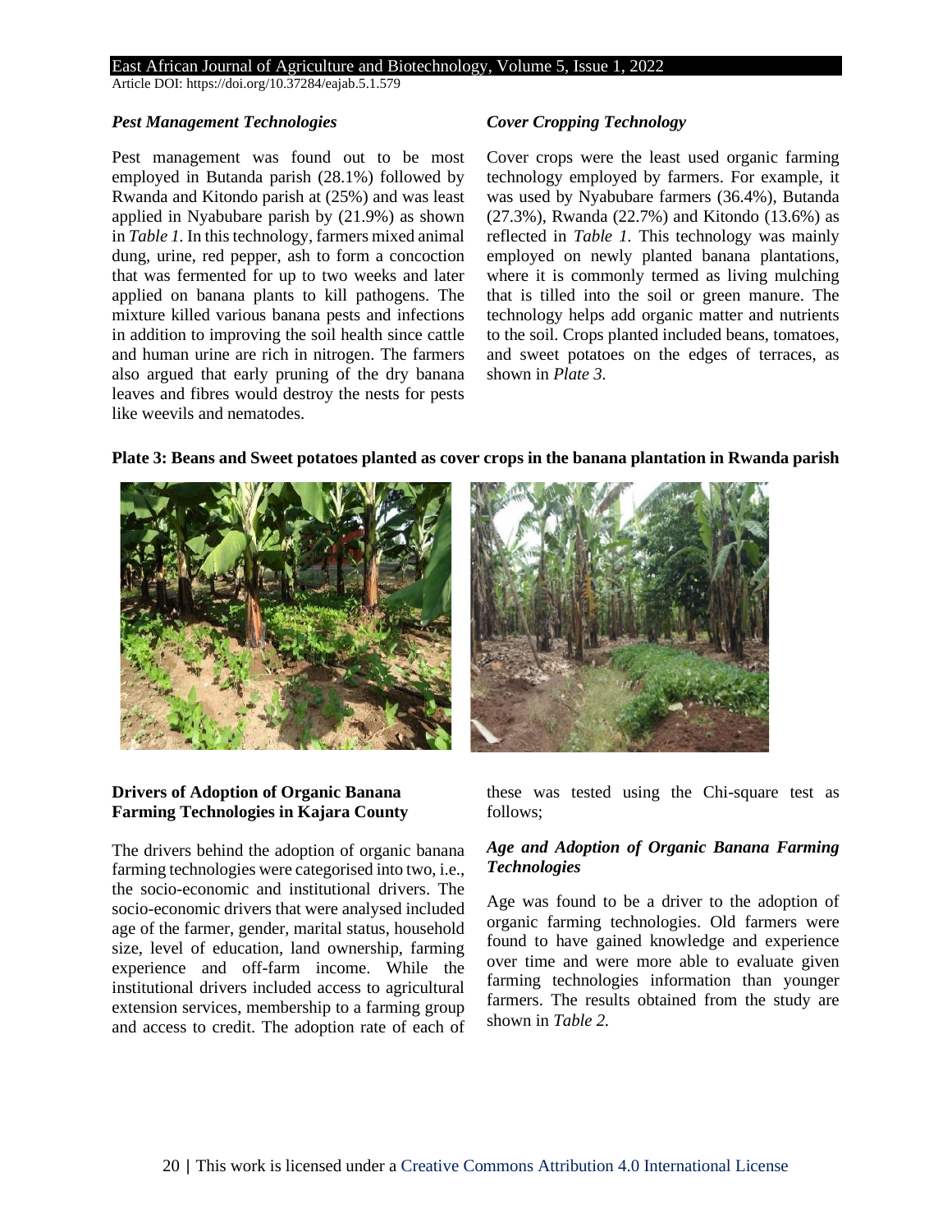### *Pest Management Technologies*

Pest management was found out to be most employed in Butanda parish (28.1%) followed by Rwanda and Kitondo parish at (25%) and was least applied in Nyabubare parish by (21.9%) as shown in *Table 1*. In this technology, farmers mixed animal dung, urine, red pepper, ash to form a concoction that was fermented for up to two weeks and later applied on banana plants to kill pathogens. The mixture killed various banana pests and infections in addition to improving the soil health since cattle and human urine are rich in nitrogen. The farmers also argued that early pruning of the dry banana leaves and fibres would destroy the nests for pests like weevils and nematodes.

### *Cover Cropping Technology*

Cover crops were the least used organic farming technology employed by farmers. For example, it was used by Nyabubare farmers (36.4%), Butanda (27.3%), Rwanda (22.7%) and Kitondo (13.6%) as reflected in *Table 1.* This technology was mainly employed on newly planted banana plantations, where it is commonly termed as living mulching that is tilled into the soil or green manure. The technology helps add organic matter and nutrients to the soil. Crops planted included beans, tomatoes, and sweet potatoes on the edges of terraces, as shown in *Plate 3.*

**Plate 3: Beans and Sweet potatoes planted as cover crops in the banana plantation in Rwanda parish**

## Drivers of Adoption of Organic Banana Farming Technologies in Kajara County

The drivers behind the adoption of organic banana farming technologies were categorised into two, i.e., the socio-economic and institutional drivers. The socio-economic drivers that were analysed included age of the farmer, gender, marital status, household size, level of education, land ownership, farming experience and off-farm income. While the institutional drivers included access to agricultural extension services, membership to a farming group and access to credit. The adoption rate of each of these was tested using the Chi-square test as follows;

### *Age and Adoption of Organic Banana Farming Technologies*

Age was found to be a driver to the adoption of organic farming technologies. Old farmers were found to have gained knowledge and experience over time and were more able to evaluate given farming technologies information than younger farmers. The results obtained from the study are shown in *Table 2.*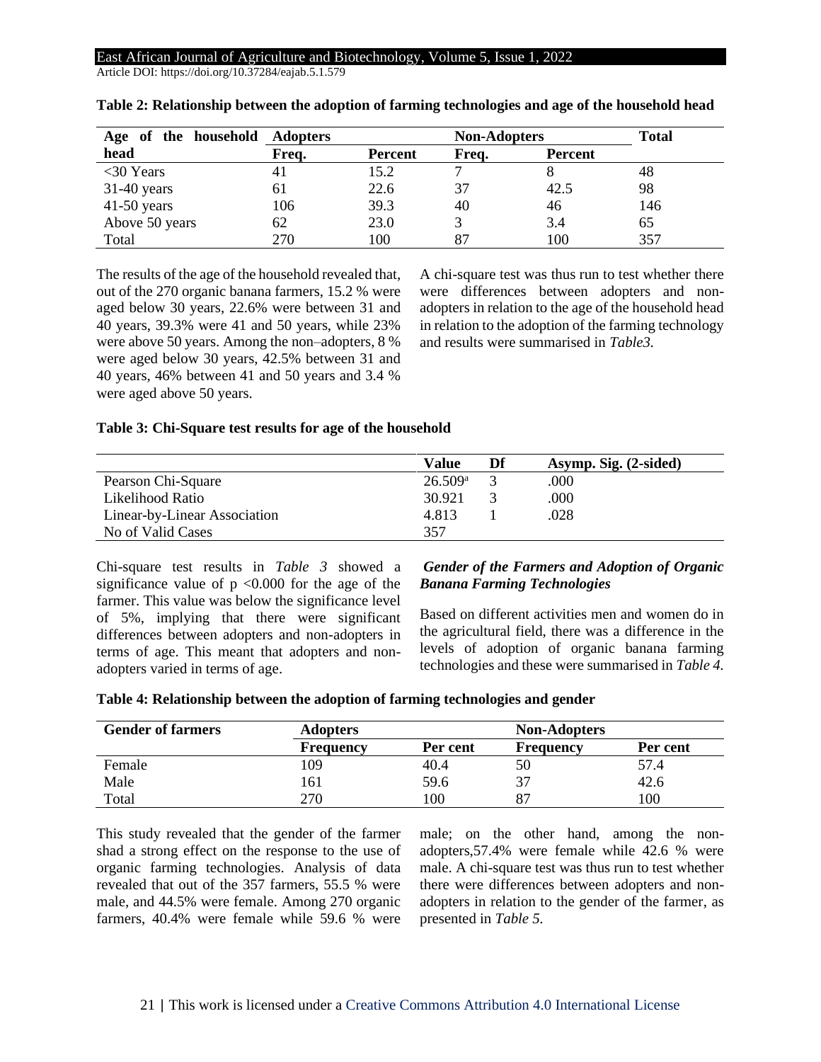**Table 2: Relationship between the adoption of farming technologies and age of the household head**

| Age of the household head | Adopters | | Non-Adopters | | Total |
|---|---|---|---|---|---|
| | Freq. | Percent | Freq. | Percent | |
| <30 Years | 41 | 15.2 | 7 | 8 | 48 |
| 31-40 years | 61 | 22.6 | 37 | 42.5 | 98 |
| 41-50 years | 106 | 39.3 | 40 | 46 | 146 |
| Above 50 years | 62 | 23.0 | 3 | 3.4 | 65 |
| Total | 270 | 100 | 87 | 100 | 357 |

The results of the age of the household revealed that, out of the 270 organic banana farmers, 15.2 % were aged below 30 years, 22.6% were between 31 and 40 years, 39.3% were 41 and 50 years, while 23% were above 50 years. Among the non–adopters, 8 % were aged below 30 years, 42.5% between 31 and 40 years, 46% between 41 and 50 years and 3.4 % were aged above 50 years.

A chi-square test was thus run to test whether there were differences between adopters and non-adopters in relation to the age of the household head in relation to the adoption of the farming technology and results were summarised in *Table3.*

**Table 3: Chi-Square test results for age of the household**

| | Value | Df | Asymp. Sig. (2-sided) |
|---|---|---|---|
| Pearson Chi-Square | 26.509[a] | 3 | .000 |
| Likelihood Ratio | 30.921 | 3 | .000 |
| Linear-by-Linear Association | 4.813 | 1 | .028 |
| No of Valid Cases | 357 | | |

Chi-square test results in *Table 3* showed a significance value of $p < 0.000$ for the age of the farmer. This value was below the significance level of 5%, implying that there were significant differences between adopters and non-adopters in terms of age. This meant that adopters and non-adopters varied in terms of age.

### *Gender of the Farmers and Adoption of Organic Banana Farming Technologies*

Based on different activities men and women do in the agricultural field, there was a difference in the levels of adoption of organic banana farming technologies and these were summarised in *Table 4.*

**Table 4: Relationship between the adoption of farming technologies and gender**

| Gender of farmers | Adopters | | Non-Adopters | |
|---|---|---|---|---|
| | Frequency | Per cent | Frequency | Per cent |
| Female | 109 | 40.4 | 50 | 57.4 |
| Male | 161 | 59.6 | 37 | 42.6 |
| Total | 270 | 100 | 87 | 100 |

This study revealed that the gender of the farmer shad a strong effect on the response to the use of organic farming technologies. Analysis of data revealed that out of the 357 farmers, 55.5 % were male, and 44.5% were female. Among 270 organic farmers, 40.4% were female while 59.6 % were male; on the other hand, among the non-adopters,57.4% were female while 42.6 % were male. A chi-square test was thus run to test whether there were differences between adopters and non-adopters in relation to the gender of the farmer, as presented in *Table 5.*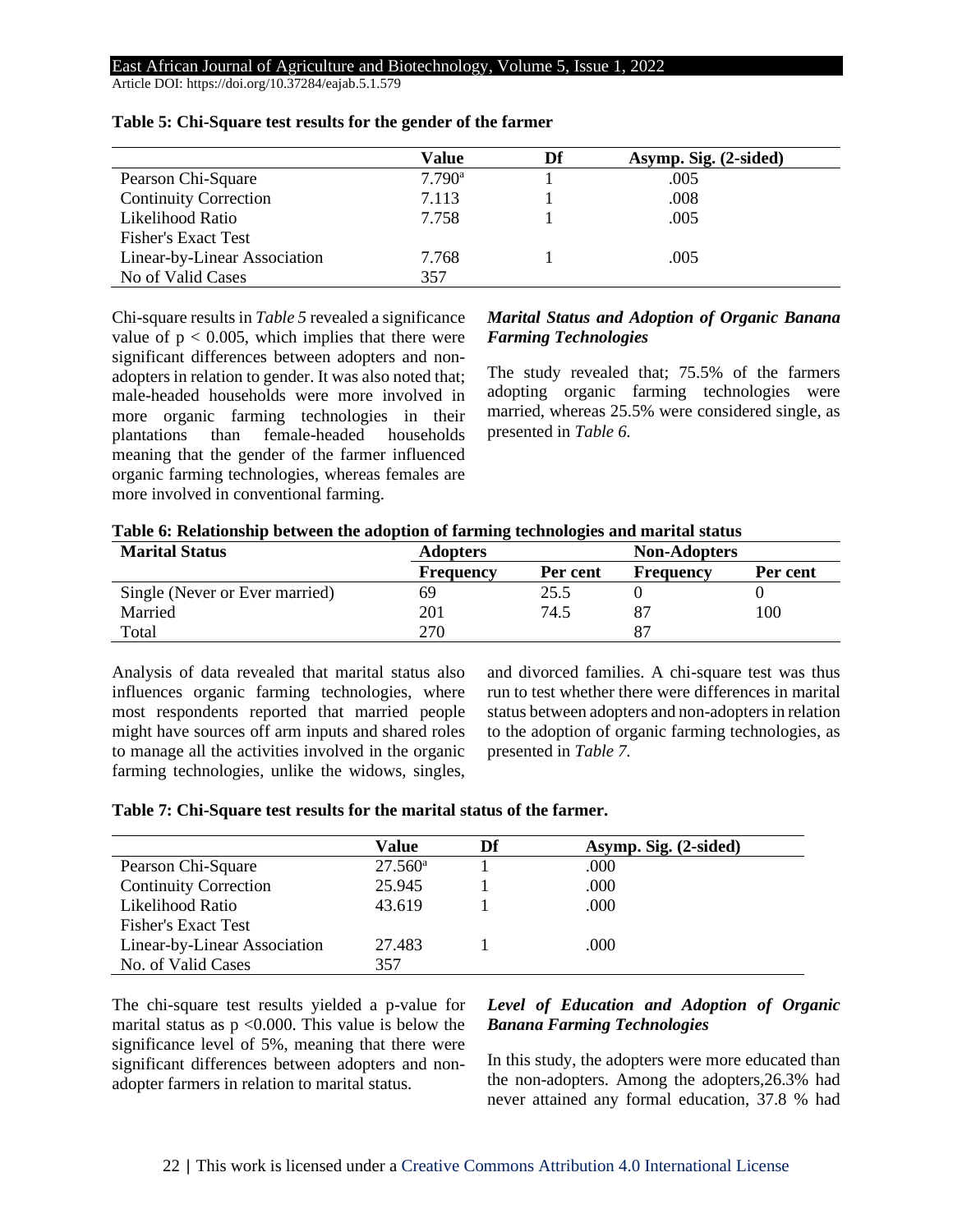**Table 5: Chi-Square test results for the gender of the farmer**

| | Value | Df | Asymp. Sig. (2-sided) |
|---|---|---|---|
| Pearson Chi-Square | 7.790[a] | 1 | .005 |
| Continuity Correction | 7.113 | 1 | .008 |
| Likelihood Ratio | 7.758 | 1 | .005 |
| Fisher's Exact Test | | | |
| Linear-by-Linear Association | 7.768 | 1 | .005 |
| No of Valid Cases | 357 | | |

Chi-square results in *Table 5* revealed a significance value of $p < 0.005$, which implies that there were significant differences between adopters and non-adopters in relation to gender. It was also noted that; male-headed households were more involved in more organic farming technologies in their plantations than female-headed households meaning that the gender of the farmer influenced organic farming technologies, whereas females are more involved in conventional farming.

### *Marital Status and Adoption of Organic Banana Farming Technologies*

The study revealed that; 75.5% of the farmers adopting organic farming technologies were married, whereas 25.5% were considered single, as presented in *Table 6.*

**Table 6: Relationship between the adoption of farming technologies and marital status**

| Marital Status | Adopters | | Non-Adopters | |
|---|---|---|---|---|
| | Frequency | Per cent | Frequency | Per cent |
| Single (Never or Ever married) | 69 | 25.5 | 0 | 0 |
| Married | 201 | 74.5 | 87 | 100 |
| Total | 270 | | 87 | |

Analysis of data revealed that marital status also influences organic farming technologies, where most respondents reported that married people might have sources off arm inputs and shared roles to manage all the activities involved in the organic farming technologies, unlike the widows, singles, and divorced families. A chi-square test was thus run to test whether there were differences in marital status between adopters and non-adopters in relation to the adoption of organic farming technologies, as presented in *Table 7.*

**Table 7: Chi-Square test results for the marital status of the farmer.**

| | Value | Df | Asymp. Sig. (2-sided) |
|---|---|---|---|
| Pearson Chi-Square | 27.560[a] | 1 | .000 |
| Continuity Correction | 25.945 | 1 | .000 |
| Likelihood Ratio | 43.619 | 1 | .000 |
| Fisher's Exact Test | | | |
| Linear-by-Linear Association | 27.483 | 1 | .000 |
| No. of Valid Cases | 357 | | |

The chi-square test results yielded a p-value for marital status as $p < 0.000$. This value is below the significance level of 5%, meaning that there were significant differences between adopters and non-adopter farmers in relation to marital status.

### *Level of Education and Adoption of Organic Banana Farming Technologies*

In this study, the adopters were more educated than the non-adopters. Among the adopters,26.3% had never attained any formal education, 37.8 % had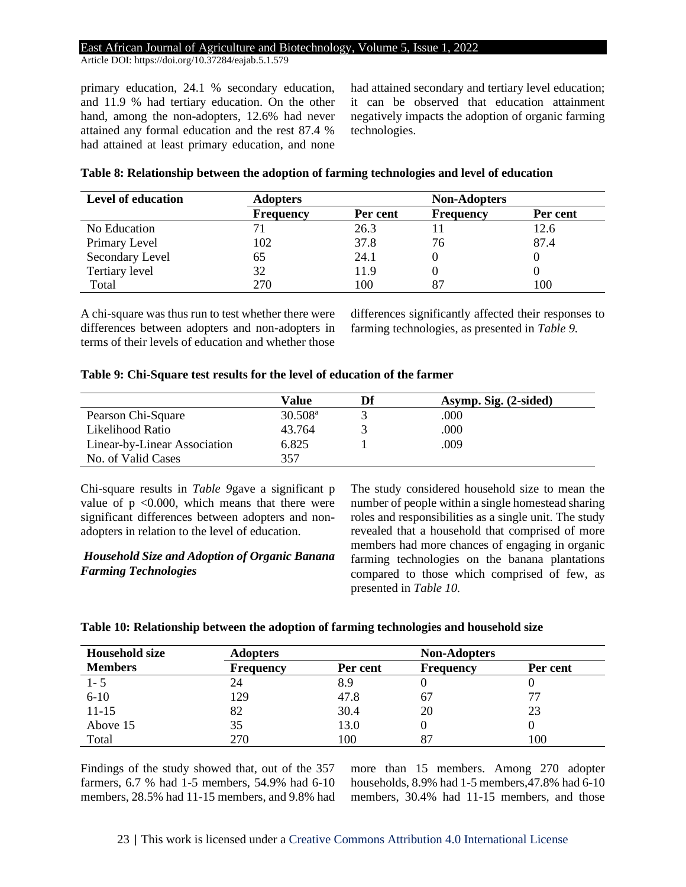primary education, 24.1 % secondary education, and 11.9 % had tertiary education. On the other hand, among the non-adopters, 12.6% had never attained any formal education and the rest 87.4 % had attained at least primary education, and none had attained secondary and tertiary level education; it can be observed that education attainment negatively impacts the adoption of organic farming technologies.

**Table 8: Relationship between the adoption of farming technologies and level of education**

| Level of education | Adopters | | Non-Adopters | |
|---|---|---|---|---|
| | Frequency | Per cent | Frequency | Per cent |
| No Education | 71 | 26.3 | 11 | 12.6 |
| Primary Level | 102 | 37.8 | 76 | 87.4 |
| Secondary Level | 65 | 24.1 | 0 | 0 |
| Tertiary level | 32 | 11.9 | 0 | 0 |
| Total | 270 | 100 | 87 | 100 |

A chi-square was thus run to test whether there were differences between adopters and non-adopters in terms of their levels of education and whether those differences significantly affected their responses to farming technologies, as presented in *Table 9.*

**Table 9: Chi-Square test results for the level of education of the farmer**

| | Value | Df | Asymp. Sig. (2-sided) |
|---|---|---|---|
| Pearson Chi-Square | 30.508[a] | 3 | .000 |
| Likelihood Ratio | 43.764 | 3 | .000 |
| Linear-by-Linear Association | 6.825 | 1 | .009 |
| No. of Valid Cases | 357 | | |

Chi-square results in *Table 9*gave a significant p value of $p < 0.000$, which means that there were significant differences between adopters and non-adopters in relation to the level of education.

***Household Size and Adoption of Organic Banana Farming Technologies***

The study considered household size to mean the number of people within a single homestead sharing roles and responsibilities as a single unit. The study revealed that a household that comprised of more members had more chances of engaging in organic farming technologies on the banana plantations compared to those which comprised of few, as presented in *Table 10.*

**Table 10: Relationship between the adoption of farming technologies and household size**

| Household size | Adopters | | Non-Adopters | |
|---|---|---|---|---|
| Members | Frequency | Per cent | Frequency | Per cent |
| 1- 5 | 24 | 8.9 | 0 | 0 |
| 6-10 | 129 | 47.8 | 67 | 77 |
| 11-15 | 82 | 30.4 | 20 | 23 |
| Above 15 | 35 | 13.0 | 0 | 0 |
| Total | 270 | 100 | 87 | 100 |

Findings of the study showed that, out of the 357 farmers, 6.7 % had 1-5 members, 54.9% had 6-10 members, 28.5% had 11-15 members, and 9.8% had more than 15 members. Among 270 adopter households, 8.9% had 1-5 members,47.8% had 6-10 members, 30.4% had 11-15 members, and those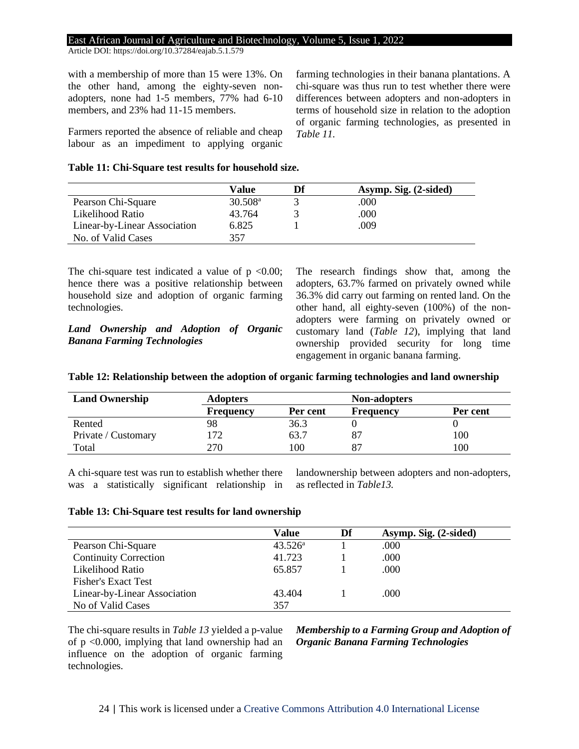with a membership of more than 15 were 13%. On the other hand, among the eighty-seven non-adopters, none had 1-5 members, 77% had 6-10 members, and 23% had 11-15 members.

Farmers reported the absence of reliable and cheap labour as an impediment to applying organic farming technologies in their banana plantations. A chi-square was thus run to test whether there were differences between adopters and non-adopters in terms of household size in relation to the adoption of organic farming technologies, as presented in *Table 11*.

**Table 11: Chi-Square test results for household size.**

| | Value | Df | Asymp. Sig. (2-sided) |
|---|---|---|---|
| Pearson Chi-Square | 30.508[a] | 3 | .000 |
| Likelihood Ratio | 43.764 | 3 | .000 |
| Linear-by-Linear Association | 6.825 | 1 | .009 |
| No. of Valid Cases | 357 | | |

The chi-square test indicated a value of $p < 0.00$; hence there was a positive relationship between household size and adoption of organic farming technologies.

### *Land Ownership and Adoption of Organic Banana Farming Technologies*

The research findings show that, among the adopters, 63.7% farmed on privately owned while 36.3% did carry out farming on rented land. On the other hand, all eighty-seven (100%) of the non-adopters were farming on privately owned or customary land (*Table 12*), implying that land ownership provided security for long time engagement in organic banana farming.

**Table 12: Relationship between the adoption of organic farming technologies and land ownership**

| Land Ownership | Adopters | | Non-adopters | |
|---|---|---|---|---|
| | Frequency | Per cent | Frequency | Per cent |
| Rented | 98 | 36.3 | 0 | 0 |
| Private / Customary | 172 | 63.7 | 87 | 100 |
| Total | 270 | 100 | 87 | 100 |

A chi-square test was run to establish whether there was a statistically significant relationship in landownership between adopters and non-adopters, as reflected in *Table13.*

**Table 13: Chi-Square test results for land ownership**

| | Value | Df | Asymp. Sig. (2-sided) |
|---|---|---|---|
| Pearson Chi-Square | 43.526[a] | 1 | .000 |
| Continuity Correction | 41.723 | 1 | .000 |
| Likelihood Ratio | 65.857 | 1 | .000 |
| Fisher's Exact Test | | | |
| Linear-by-Linear Association | 43.404 | 1 | .000 |
| No of Valid Cases | 357 | | |

The chi-square results in *Table 13* yielded a p-value of $p < 0.000$, implying that land ownership had an influence on the adoption of organic farming technologies.

### *Membership to a Farming Group and Adoption of Organic Banana Farming Technologies*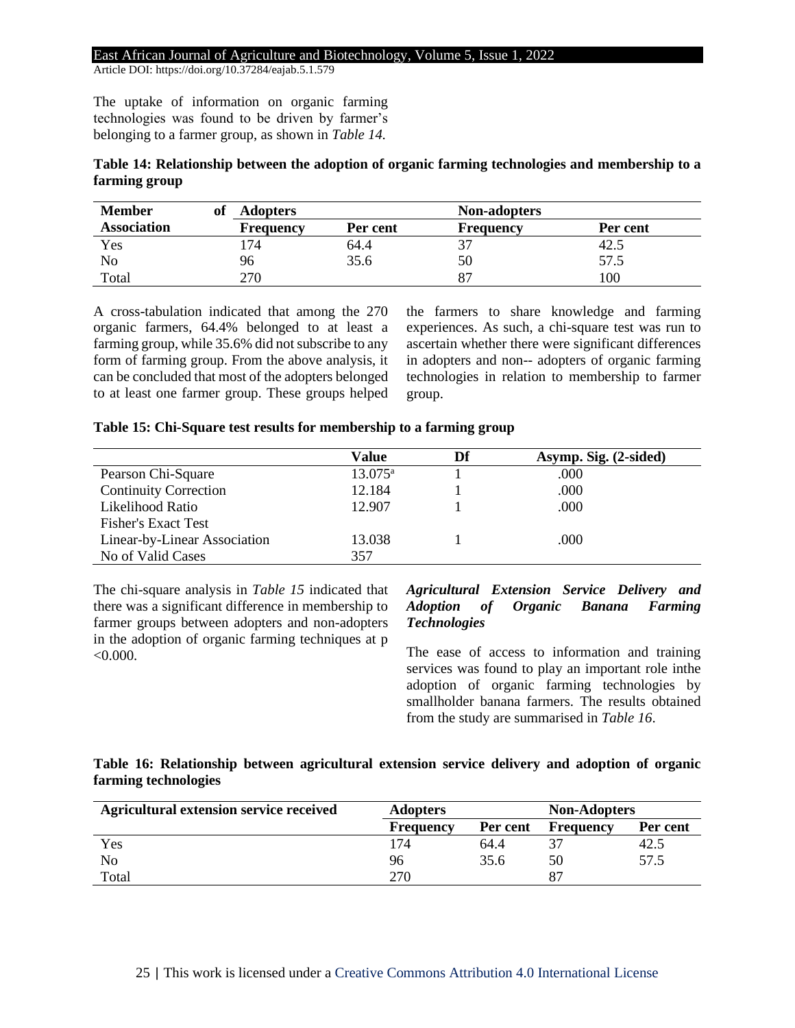The uptake of information on organic farming technologies was found to be driven by farmer's belonging to a farmer group, as shown in *Table 14.*

**Table 14: Relationship between the adoption of organic farming technologies and membership to a farming group**

| Member of Association | Adopters | | Non-adopters | |
|---|---|---|---|---|
| | Frequency | Per cent | Frequency | Per cent |
| Yes | 174 | 64.4 | 37 | 42.5 |
| No | 96 | 35.6 | 50 | 57.5 |
| Total | 270 | | 87 | 100 |

A cross-tabulation indicated that among the 270 organic farmers, 64.4% belonged to at least a farming group, while 35.6% did not subscribe to any form of farming group. From the above analysis, it can be concluded that most of the adopters belonged to at least one farmer group. These groups helped the farmers to share knowledge and farming experiences. As such, a chi-square test was run to ascertain whether there were significant differences in adopters and non-- adopters of organic farming technologies in relation to membership to farmer group.

**Table 15: Chi-Square test results for membership to a farming group**

| | Value | Df | Asymp. Sig. (2-sided) |
|---|---|---|---|
| Pearson Chi-Square | 13.075[a] | 1 | .000 |
| Continuity Correction | 12.184 | 1 | .000 |
| Likelihood Ratio | 12.907 | 1 | .000 |
| Fisher's Exact Test | | | |
| Linear-by-Linear Association | 13.038 | 1 | .000 |
| No of Valid Cases | 357 | | |

The chi-square analysis in *Table 15* indicated that there was a significant difference in membership to farmer groups between adopters and non-adopters in the adoption of organic farming techniques at p <0.000.

### *Agricultural Extension Service Delivery and Adoption of Organic Banana Farming Technologies*

The ease of access to information and training services was found to play an important role inthe adoption of organic farming technologies by smallholder banana farmers. The results obtained from the study are summarised in *Table 16*.

**Table 16: Relationship between agricultural extension service delivery and adoption of organic farming technologies**

| Agricultural extension service received | Adopters | | Non-Adopters | |
|---|---|---|---|---|
| | Frequency | Per cent | Frequency | Per cent |
| Yes | 174 | 64.4 | 37 | 42.5 |
| No | 96 | 35.6 | 50 | 57.5 |
| Total | 270 | | 87 | |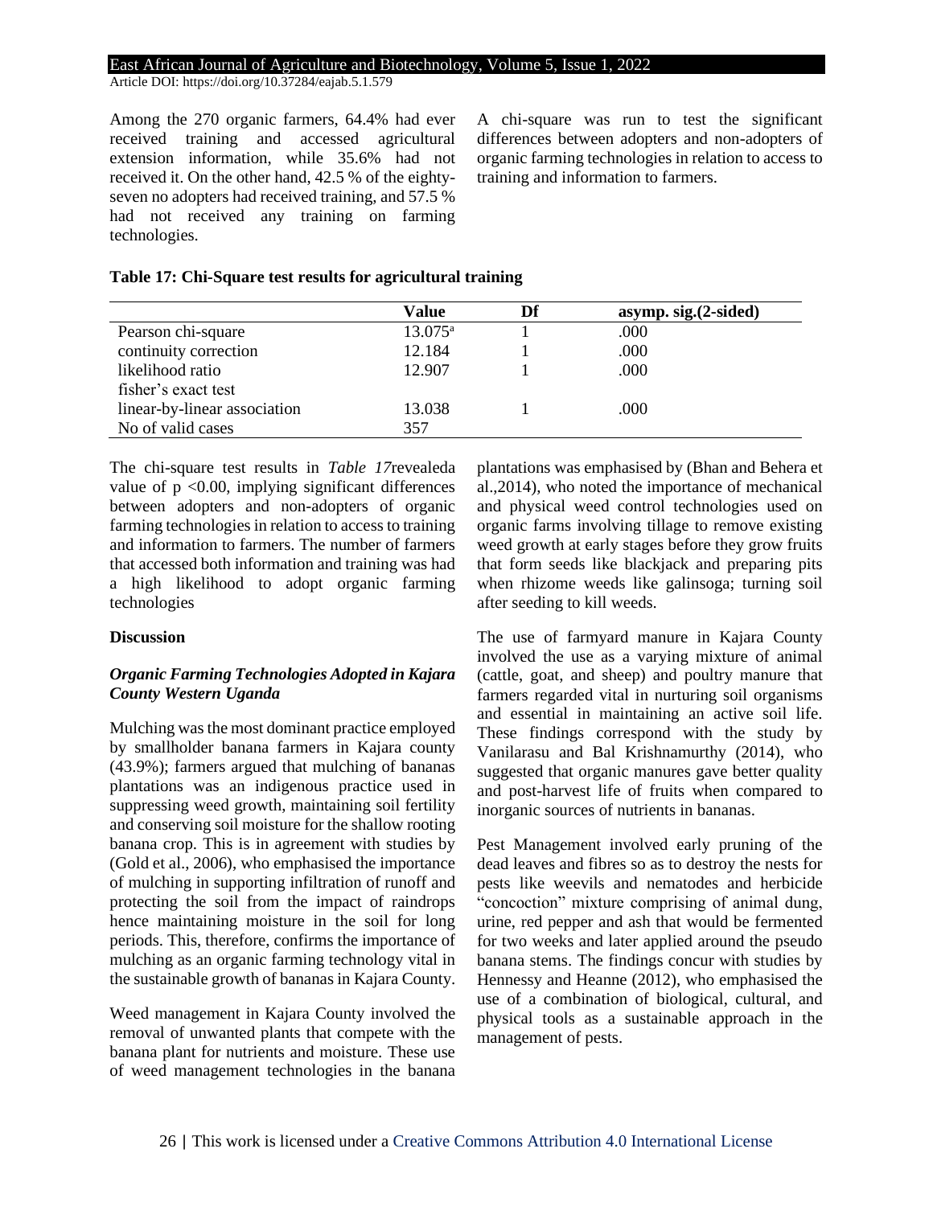Among the 270 organic farmers, 64.4% had ever received training and accessed agricultural extension information, while 35.6% had not received it. On the other hand, 42.5 % of the eighty-seven no adopters had received training, and 57.5 % had not received any training on farming technologies.

A chi-square was run to test the significant differences between adopters and non-adopters of organic farming technologies in relation to access to training and information to farmers.

**Table 17: Chi-Square test results for agricultural training**

| | Value | Df | asymp. sig.(2-sided) |
|---|---|---|---|
| Pearson chi-square | 13.075[a] | 1 | .000 |
| continuity correction | 12.184 | 1 | .000 |
| likelihood ratio | 12.907 | 1 | .000 |
| fisher's exact test | | | |
| linear-by-linear association | 13.038 | 1 | .000 |
| No of valid cases | 357 | | |

The chi-square test results in *Table 17*revealeda value of $p < 0.00$, implying significant differences between adopters and non-adopters of organic farming technologies in relation to access to training and information to farmers. The number of farmers that accessed both information and training was had a high likelihood to adopt organic farming technologies

**Discussion**

***Organic Farming Technologies Adopted in Kajara County Western Uganda***

Mulching was the most dominant practice employed by smallholder banana farmers in Kajara county (43.9%); farmers argued that mulching of bananas plantations was an indigenous practice used in suppressing weed growth, maintaining soil fertility and conserving soil moisture for the shallow rooting banana crop. This is in agreement with studies by (Gold et al., 2006), who emphasised the importance of mulching in supporting infiltration of runoff and protecting the soil from the impact of raindrops hence maintaining moisture in the soil for long periods. This, therefore, confirms the importance of mulching as an organic farming technology vital in the sustainable growth of bananas in Kajara County.

Weed management in Kajara County involved the removal of unwanted plants that compete with the banana plant for nutrients and moisture. These use of weed management technologies in the banana plantations was emphasised by (Bhan and Behera et al.,2014), who noted the importance of mechanical and physical weed control technologies used on organic farms involving tillage to remove existing weed growth at early stages before they grow fruits that form seeds like blackjack and preparing pits when rhizome weeds like galinsoga; turning soil after seeding to kill weeds.

The use of farmyard manure in Kajara County involved the use as a varying mixture of animal (cattle, goat, and sheep) and poultry manure that farmers regarded vital in nurturing soil organisms and essential in maintaining an active soil life. These findings correspond with the study by Vanilarasu and Bal Krishnamurthy (2014), who suggested that organic manures gave better quality and post-harvest life of fruits when compared to inorganic sources of nutrients in bananas.

Pest Management involved early pruning of the dead leaves and fibres so as to destroy the nests for pests like weevils and nematodes and herbicide "concoction" mixture comprising of animal dung, urine, red pepper and ash that would be fermented for two weeks and later applied around the pseudo banana stems. The findings concur with studies by Hennessy and Heanne (2012), who emphasised the use of a combination of biological, cultural, and physical tools as a sustainable approach in the management of pests.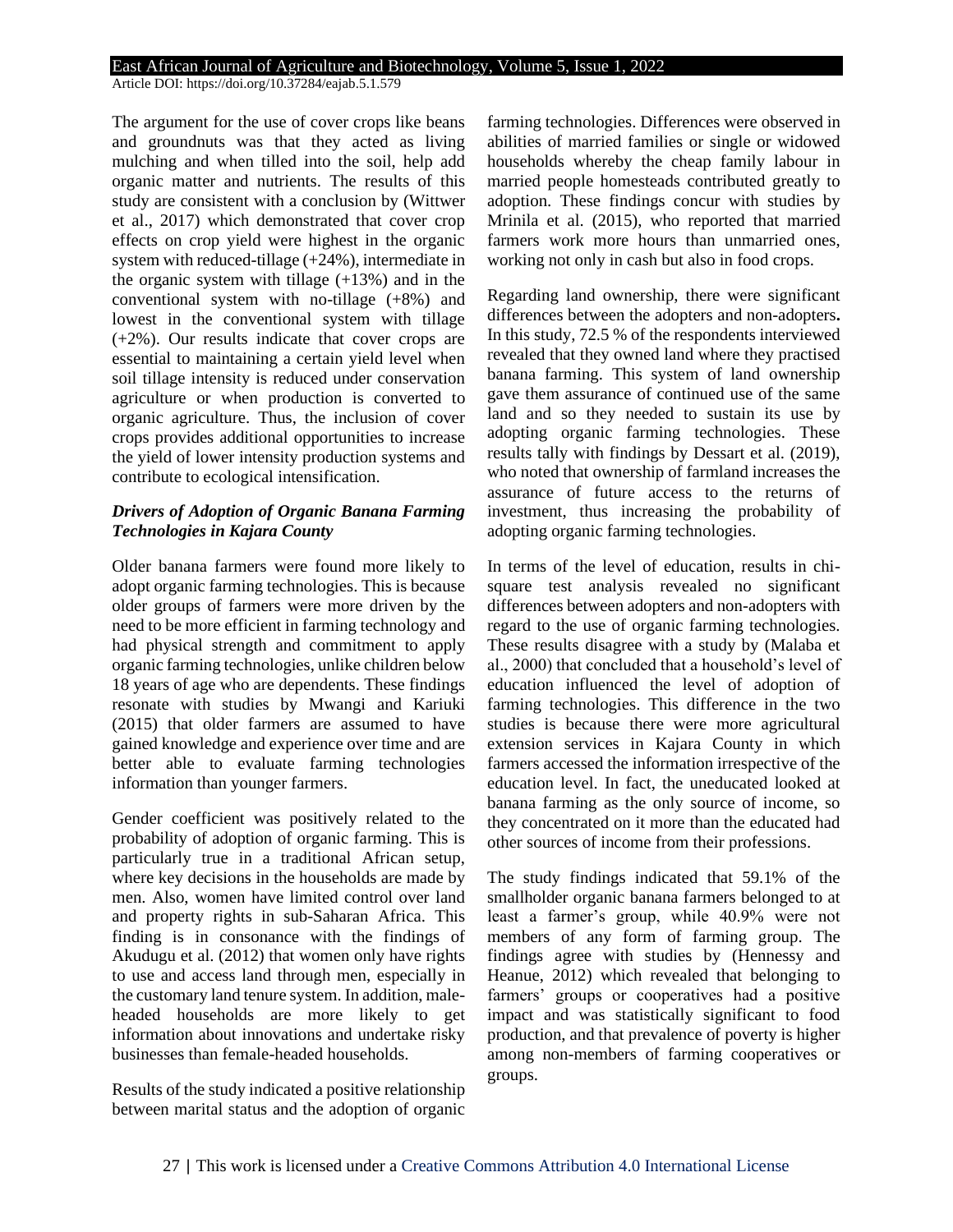The argument for the use of cover crops like beans and groundnuts was that they acted as living mulching and when tilled into the soil, help add organic matter and nutrients. The results of this study are consistent with a conclusion by (Wittwer et al., 2017) which demonstrated that cover crop effects on crop yield were highest in the organic system with reduced-tillage (+24%), intermediate in the organic system with tillage (+13%) and in the conventional system with no-tillage (+8%) and lowest in the conventional system with tillage (+2%). Our results indicate that cover crops are essential to maintaining a certain yield level when soil tillage intensity is reduced under conservation agriculture or when production is converted to organic agriculture. Thus, the inclusion of cover crops provides additional opportunities to increase the yield of lower intensity production systems and contribute to ecological intensification.

***Drivers of Adoption of Organic Banana Farming Technologies in Kajara County***

Older banana farmers were found more likely to adopt organic farming technologies. This is because older groups of farmers were more driven by the need to be more efficient in farming technology and had physical strength and commitment to apply organic farming technologies, unlike children below 18 years of age who are dependents. These findings resonate with studies by Mwangi and Kariuki (2015) that older farmers are assumed to have gained knowledge and experience over time and are better able to evaluate farming technologies information than younger farmers.

Gender coefficient was positively related to the probability of adoption of organic farming. This is particularly true in a traditional African setup, where key decisions in the households are made by men. Also, women have limited control over land and property rights in sub-Saharan Africa. This finding is in consonance with the findings of Akudugu et al. (2012) that women only have rights to use and access land through men, especially in the customary land tenure system. In addition, male-headed households are more likely to get information about innovations and undertake risky businesses than female-headed households.

Results of the study indicated a positive relationship between marital status and the adoption of organic farming technologies. Differences were observed in abilities of married families or single or widowed households whereby the cheap family labour in married people homesteads contributed greatly to adoption. These findings concur with studies by Mrinila et al. (2015), who reported that married farmers work more hours than unmarried ones, working not only in cash but also in food crops.

Regarding land ownership, there were significant differences between the adopters and non-adopters**.** In this study, 72.5 % of the respondents interviewed revealed that they owned land where they practised banana farming. This system of land ownership gave them assurance of continued use of the same land and so they needed to sustain its use by adopting organic farming technologies. These results tally with findings by Dessart et al. (2019), who noted that ownership of farmland increases the assurance of future access to the returns of investment, thus increasing the probability of adopting organic farming technologies.

In terms of the level of education, results in chi-square test analysis revealed no significant differences between adopters and non-adopters with regard to the use of organic farming technologies. These results disagree with a study by (Malaba et al., 2000) that concluded that a household's level of education influenced the level of adoption of farming technologies. This difference in the two studies is because there were more agricultural extension services in Kajara County in which farmers accessed the information irrespective of the education level. In fact, the uneducated looked at banana farming as the only source of income, so they concentrated on it more than the educated had other sources of income from their professions.

The study findings indicated that 59.1% of the smallholder organic banana farmers belonged to at least a farmer's group, while 40.9% were not members of any form of farming group. The findings agree with studies by (Hennessy and Heanue, 2012) which revealed that belonging to farmers' groups or cooperatives had a positive impact and was statistically significant to food production, and that prevalence of poverty is higher among non-members of farming cooperatives or groups.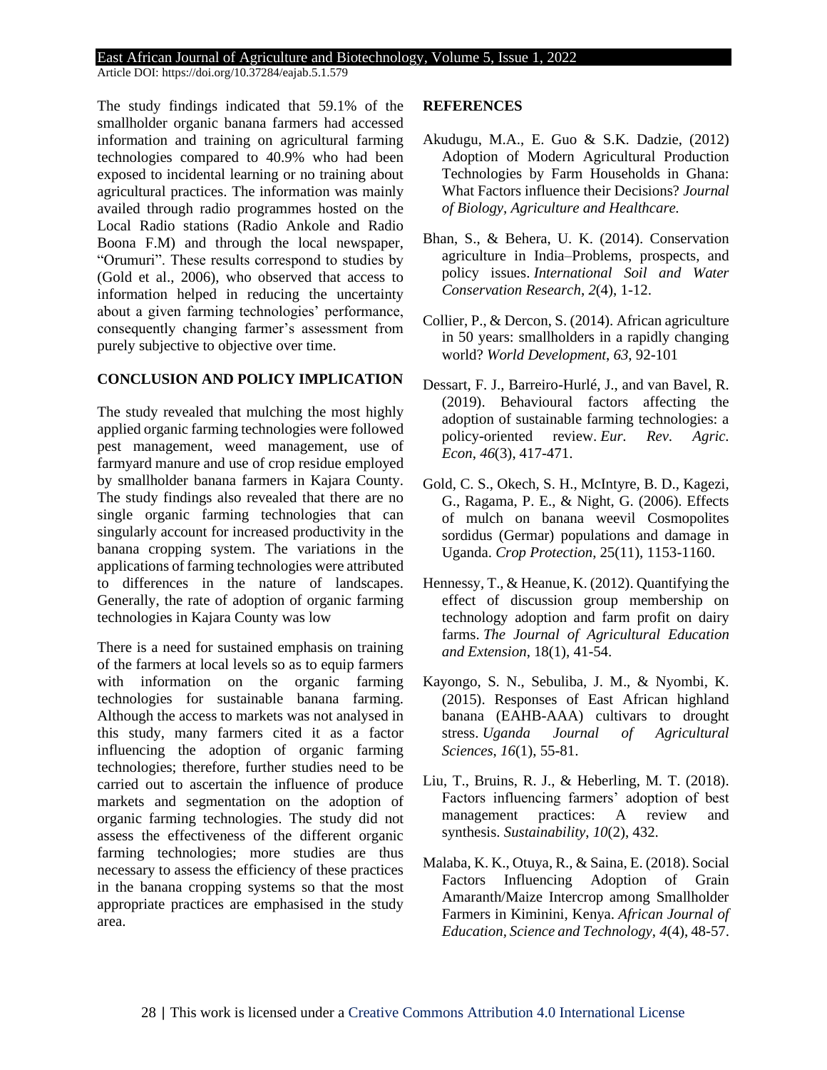The study findings indicated that 59.1% of the smallholder organic banana farmers had accessed information and training on agricultural farming technologies compared to 40.9% who had been exposed to incidental learning or no training about agricultural practices. The information was mainly availed through radio programmes hosted on the Local Radio stations (Radio Ankole and Radio Boona F.M) and through the local newspaper, "Orumuri". These results correspond to studies by (Gold et al., 2006), who observed that access to information helped in reducing the uncertainty about a given farming technologies' performance, consequently changing farmer's assessment from purely subjective to objective over time.

## CONCLUSION AND POLICY IMPLICATION

The study revealed that mulching the most highly applied organic farming technologies were followed pest management, weed management, use of farmyard manure and use of crop residue employed by smallholder banana farmers in Kajara County. The study findings also revealed that there are no single organic farming technologies that can singularly account for increased productivity in the banana cropping system. The variations in the applications of farming technologies were attributed to differences in the nature of landscapes. Generally, the rate of adoption of organic farming technologies in Kajara County was low

There is a need for sustained emphasis on training of the farmers at local levels so as to equip farmers with information on the organic farming technologies for sustainable banana farming. Although the access to markets was not analysed in this study, many farmers cited it as a factor influencing the adoption of organic farming technologies; therefore, further studies need to be carried out to ascertain the influence of produce markets and segmentation on the adoption of organic farming technologies. The study did not assess the effectiveness of the different organic farming technologies; more studies are thus necessary to assess the efficiency of these practices in the banana cropping systems so that the most appropriate practices are emphasised in the study area.

## REFERENCES

Akudugu, M.A., E. Guo & S.K. Dadzie, (2012) Adoption of Modern Agricultural Production Technologies by Farm Households in Ghana: What Factors influence their Decisions? *Journal of Biology, Agriculture and Healthcare.*

Bhan, S., & Behera, U. K. (2014). Conservation agriculture in India–Problems, prospects, and policy issues. *International Soil and Water Conservation Research*, *2*(4), 1-12.

Collier, P., & Dercon, S. (2014). African agriculture in 50 years: smallholders in a rapidly changing world? *World Development*, *63*, 92-101

Dessart, F. J., Barreiro-Hurlé, J., and van Bavel, R. (2019). Behavioural factors affecting the adoption of sustainable farming technologies: a policy-oriented review. *Eur. Rev. Agric. Econ*, *46*(3), 417-471.

Gold, C. S., Okech, S. H., McIntyre, B. D., Kagezi, G., Ragama, P. E., & Night, G. (2006). Effects of mulch on banana weevil Cosmopolites sordidus (Germar) populations and damage in Uganda. *Crop Protection*, 25(11), 1153-1160.

Hennessy, T., & Heanue, K. (2012). Quantifying the effect of discussion group membership on technology adoption and farm profit on dairy farms. *The Journal of Agricultural Education and Extension*, 18(1), 41-54.

Kayongo, S. N., Sebuliba, J. M., & Nyombi, K. (2015). Responses of East African highland banana (EAHB-AAA) cultivars to drought stress. *Uganda Journal of Agricultural Sciences*, *16*(1), 55-81.

Liu, T., Bruins, R. J., & Heberling, M. T. (2018). Factors influencing farmers' adoption of best management practices: A review and synthesis. *Sustainability*, *10*(2), 432.

Malaba, K. K., Otuya, R., & Saina, E. (2018). Social Factors Influencing Adoption of Grain Amaranth/Maize Intercrop among Smallholder Farmers in Kiminini, Kenya. *African Journal of Education, Science and Technology*, *4*(4), 48-57.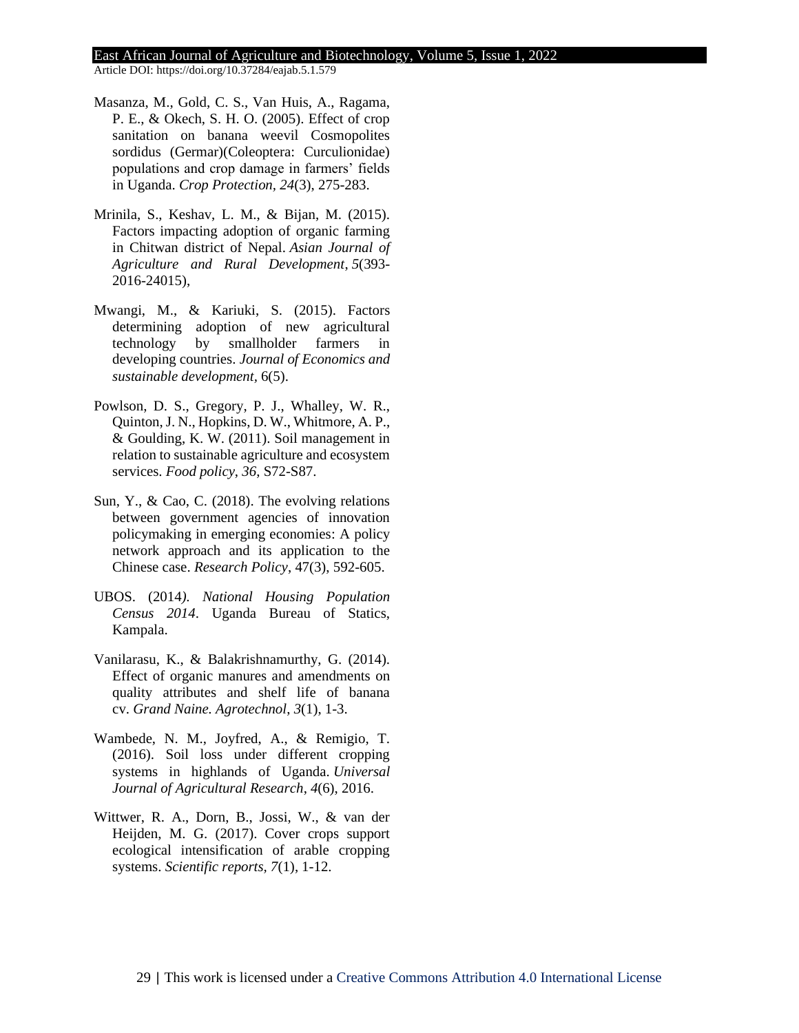Masanza, M., Gold, C. S., Van Huis, A., Ragama, P. E., & Okech, S. H. O. (2005). Effect of crop sanitation on banana weevil Cosmopolites sordidus (Germar)(Coleoptera: Curculionidae) populations and crop damage in farmers' fields in Uganda. *Crop Protection*, *24*(3), 275-283.

Mrinila, S., Keshav, L. M., & Bijan, M. (2015). Factors impacting adoption of organic farming in Chitwan district of Nepal. *Asian Journal of Agriculture and Rural Development*, *5*(393-2016-24015),

Mwangi, M., & Kariuki, S. (2015). Factors determining adoption of new agricultural technology by smallholder farmers in developing countries. *Journal of Economics and sustainable development,* 6(5).

Powlson, D. S., Gregory, P. J., Whalley, W. R., Quinton, J. N., Hopkins, D. W., Whitmore, A. P., & Goulding, K. W. (2011). Soil management in relation to sustainable agriculture and ecosystem services. *Food policy*, *36*, S72-S87.

Sun, Y., & Cao, C. (2018). The evolving relations between government agencies of innovation policymaking in emerging economies: A policy network approach and its application to the Chinese case. *Research Policy*, 47(3), 592-605.

UBOS. (2014*). National Housing Population Census 2014*. Uganda Bureau of Statics, Kampala.

Vanilarasu, K., & Balakrishnamurthy, G. (2014). Effect of organic manures and amendments on quality attributes and shelf life of banana cv. *Grand Naine. Agrotechnol*, *3*(1), 1-3.

Wambede, N. M., Joyfred, A., & Remigio, T. (2016). Soil loss under different cropping systems in highlands of Uganda. *Universal Journal of Agricultural Research*, *4*(6), 2016.

Wittwer, R. A., Dorn, B., Jossi, W., & van der Heijden, M. G. (2017). Cover crops support ecological intensification of arable cropping systems. *Scientific reports, 7*(1), 1-12.